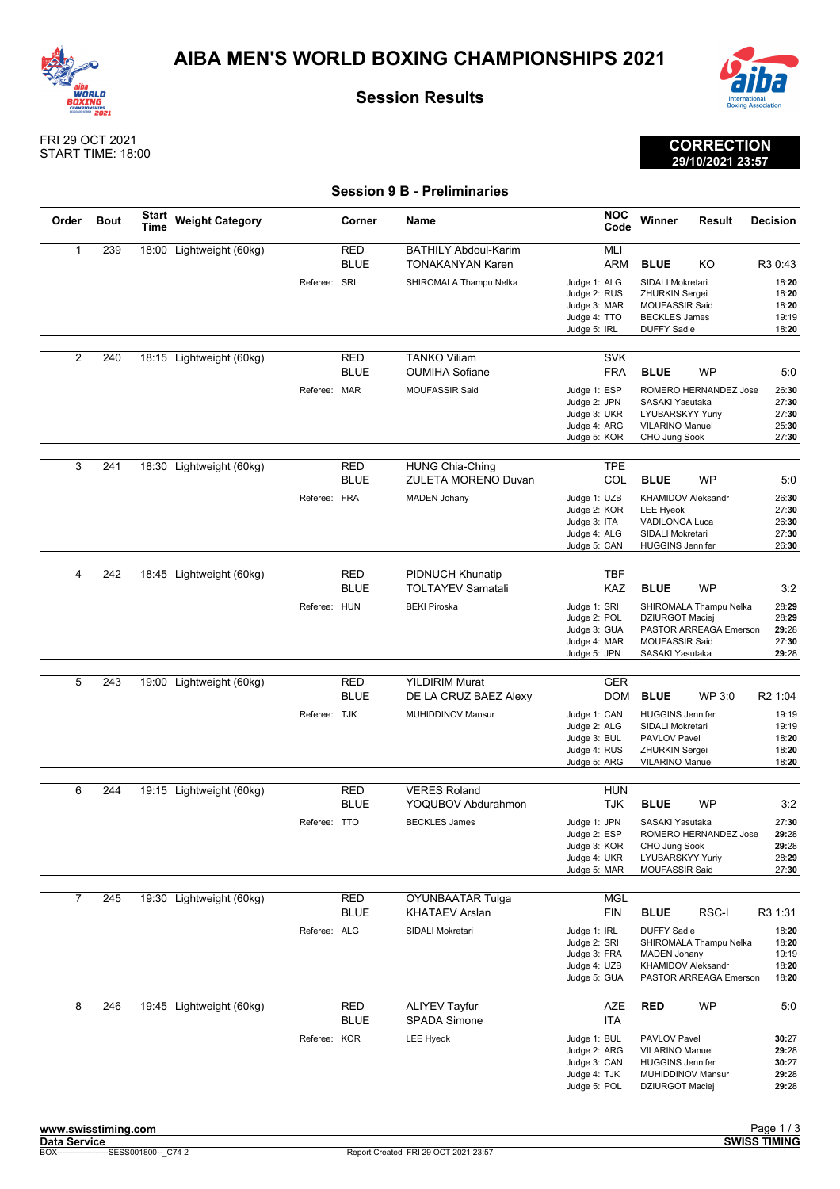# AIBA MEN'S WORLD BOXING CHAMPIONSHIPS 2021

## Session Results

FRI 29 OCT 2021
START TIME: 18:00

**CORRECTION**
**29/10/2021 23:57**

### Session 9 B - Preliminaries

| Order | Bout | Start Time | Weight Category | Corner | Name | NOC Code | Winner | Result | Decision |
|---|---|---|---|---|---|---|---|---|---|
| 1 | 239 | 18:00 | Lightweight (60kg) | RED | BATHILY Abdoul-Karim | MLI | | | |
| | | | | BLUE | TONAKANYAN Karen | ARM | **BLUE** | KO | R3 0:43 |
| | | | Referee: | SRI | SHIROMALA Thampu Nelka | Judge 1: ALG | SIDALI Mokretari | | 18:**20** |
| | | | | | | Judge 2: RUS | ZHURKIN Sergei | | 18:**20** |
| | | | | | | Judge 3: MAR | MOUFASSIR Said | | 18:**20** |
| | | | | | | Judge 4: TTO | BECKLES James | | 19:19 |
| | | | | | | Judge 5: IRL | DUFFY Sadie | | 18:**20** |
| 2 | 240 | 18:15 | Lightweight (60kg) | RED | TANKO Viliam | SVK | | | |
| | | | | BLUE | OUMIHA Sofiane | FRA | **BLUE** | WP | 5:0 |
| | | | Referee: | MAR | MOUFASSIR Said | Judge 1: ESP | ROMERO HERNANDEZ Jose | | 26:**30** |
| | | | | | | Judge 2: JPN | SASAKI Yasutaka | | 27:**30** |
| | | | | | | Judge 3: UKR | LYUBARSKYY Yuriy | | 27:**30** |
| | | | | | | Judge 4: ARG | VILARINO Manuel | | 25:**30** |
| | | | | | | Judge 5: KOR | CHO Jung Sook | | 27:**30** |
| 3 | 241 | 18:30 | Lightweight (60kg) | RED | HUNG Chia-Ching | TPE | | | |
| | | | | BLUE | ZULETA MORENO Duvan | COL | **BLUE** | WP | 5:0 |
| | | | Referee: | FRA | MADEN Johany | Judge 1: UZB | KHAMIDOV Aleksandr | | 26:**30** |
| | | | | | | Judge 2: KOR | LEE Hyeok | | 27:**30** |
| | | | | | | Judge 3: ITA | VADILONGA Luca | | 26:**30** |
| | | | | | | Judge 4: ALG | SIDALI Mokretari | | 27:**30** |
| | | | | | | Judge 5: CAN | HUGGINS Jennifer | | 26:**30** |
| 4 | 242 | 18:45 | Lightweight (60kg) | RED | PIDNUCH Khunatip | TBF | | | |
| | | | | BLUE | TOLTAYEV Samatali | KAZ | **BLUE** | WP | 3:2 |
| | | | Referee: | HUN | BEKI Piroska | Judge 1: SRI | SHIROMALA Thampu Nelka | | 28:**29** |
| | | | | | | Judge 2: POL | DZIURGOT Maciej | | 28:**29** |
| | | | | | | Judge 3: GUA | PASTOR ARREAGA Emerson | | **29**:28 |
| | | | | | | Judge 4: MAR | MOUFASSIR Said | | 27:**30** |
| | | | | | | Judge 5: JPN | SASAKI Yasutaka | | **29**:28 |
| 5 | 243 | 19:00 | Lightweight (60kg) | RED | YILDIRIM Murat | GER | | | |
| | | | | BLUE | DE LA CRUZ BAEZ Alexy | DOM | **BLUE** | WP 3:0 | R2 1:04 |
| | | | Referee: | TJK | MUHIDDINOV Mansur | Judge 1: CAN | HUGGINS Jennifer | | 19:19 |
| | | | | | | Judge 2: ALG | SIDALI Mokretari | | 19:19 |
| | | | | | | Judge 3: BUL | PAVLOV Pavel | | 18:**20** |
| | | | | | | Judge 4: RUS | ZHURKIN Sergei | | 18:**20** |
| | | | | | | Judge 5: ARG | VILARINO Manuel | | 18:**20** |
| 6 | 244 | 19:15 | Lightweight (60kg) | RED | VERES Roland | HUN | | | |
| | | | | BLUE | YOQUBOV Abdurahmon | TJK | **BLUE** | WP | 3:2 |
| | | | Referee: | TTO | BECKLES James | Judge 1: JPN | SASAKI Yasutaka | | 27:**30** |
| | | | | | | Judge 2: ESP | ROMERO HERNANDEZ Jose | | **29**:28 |
| | | | | | | Judge 3: KOR | CHO Jung Sook | | **29**:28 |
| | | | | | | Judge 4: UKR | LYUBARSKYY Yuriy | | 28:**29** |
| | | | | | | Judge 5: MAR | MOUFASSIR Said | | 27:**30** |
| 7 | 245 | 19:30 | Lightweight (60kg) | RED | OYUNBAATAR Tulga | MGL | | | |
| | | | | BLUE | KHATAEV Arslan | FIN | **BLUE** | RSC-I | R3 1:31 |
| | | | Referee: | ALG | SIDALI Mokretari | Judge 1: IRL | DUFFY Sadie | | 18:**20** |
| | | | | | | Judge 2: SRI | SHIROMALA Thampu Nelka | | 18:**20** |
| | | | | | | Judge 3: FRA | MADEN Johany | | 19:19 |
| | | | | | | Judge 4: UZB | KHAMIDOV Aleksandr | | 18:**20** |
| | | | | | | Judge 5: GUA | PASTOR ARREAGA Emerson | | 18:**20** |
| 8 | 246 | 19:45 | Lightweight (60kg) | RED | ALIYEV Tayfur | AZE | **RED** | WP | 5:0 |
| | | | | BLUE | SPADA Simone | ITA | | | |
| | | | Referee: | KOR | LEE Hyeok | Judge 1: BUL | PAVLOV Pavel | | **30**:27 |
| | | | | | | Judge 2: ARG | VILARINO Manuel | | **29**:28 |
| | | | | | | Judge 3: CAN | HUGGINS Jennifer | | **30**:27 |
| | | | | | | Judge 4: TJK | MUHIDDINOV Mansur | | **29**:28 |
| | | | | | | Judge 5: POL | DZIURGOT Maciej | | **29**:28 |

www.swisstiming.com
Data Service
BOX-------------------SESS001800--_C74 2
Report Created FRI 29 OCT 2021 23:57
SWISS TIMING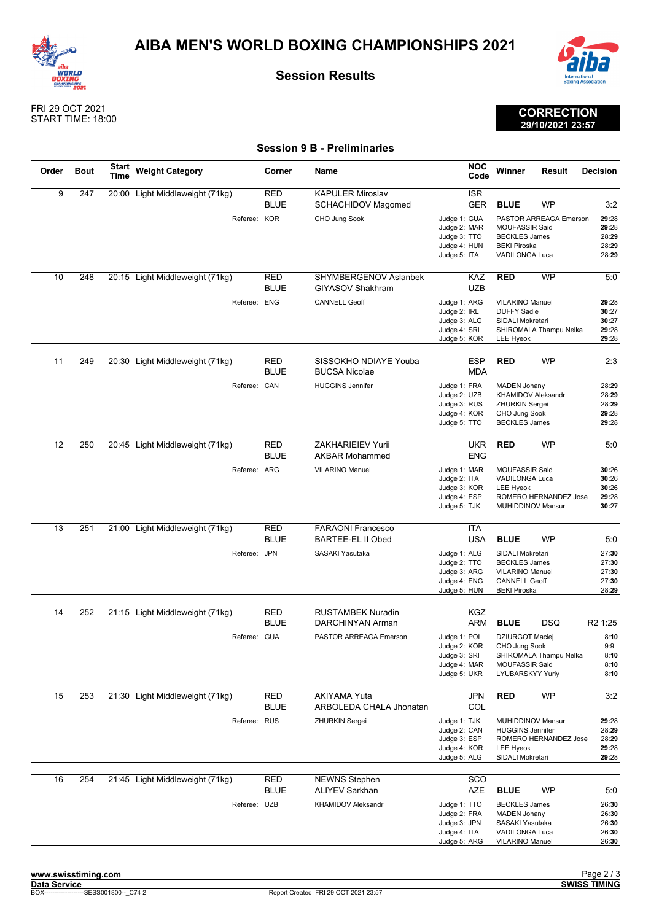# AIBA MEN'S WORLD BOXING CHAMPIONSHIPS 2021

## Session Results

FRI 29 OCT 2021
START TIME: 18:00

**CORRECTION**
**29/10/2021 23:57**

### Session 9 B - Preliminaries

| Order | Bout | Start Time | Weight Category | Corner | Name | NOC Code | Winner | Result | Decision |
|---|---|---|---|---|---|---|---|---|---|
| 9 | 247 | 20:00 | Light Middleweight (71kg) | RED | KAPULER Miroslav | ISR | | | |
| | | | | BLUE | SCHACHIDOV Magomed | GER | **BLUE** | WP | 3:2 |
| | | | Referee: KOR | | CHO Jung Sook | Judge 1: GUA | PASTOR ARREGA Emerson | | **29**:28 |
| | | | | | | Judge 2: MAR | MOUFASSIR Said | | **29**:28 |
| | | | | | | Judge 3: TTO | BECKLES James | | 28:**29** |
| | | | | | | Judge 4: HUN | BEKI Piroska | | 28:**29** |
| | | | | | | Judge 5: ITA | VADILONGA Luca | | 28:**29** |
| 10 | 248 | 20:15 | Light Middleweight (71kg) | RED | SHYMBERGENOV Aslanbek | KAZ | **RED** | WP | 5:0 |
| | | | | BLUE | GIYASOV Shakhram | UZB | | | |
| | | | Referee: ENG | | CANNELL Geoff | Judge 1: ARG | VILARINO Manuel | | **29**:28 |
| | | | | | | Judge 2: IRL | DUFFY Sadie | | **30**:27 |
| | | | | | | Judge 3: ALG | SIDALI Mokretari | | **30**:27 |
| | | | | | | Judge 4: SRI | SHIROMALA Thampu Nelka | | **29**:28 |
| | | | | | | Judge 5: KOR | LEE Hyeok | | **29**:28 |
| 11 | 249 | 20:30 | Light Middleweight (71kg) | RED | SISSOKHO NDIAYE Youba | ESP | **RED** | WP | 2:3 |
| | | | | BLUE | BUCSA Nicolae | MDA | | | |
| | | | Referee: CAN | | HUGGINS Jennifer | Judge 1: FRA | MADEN Johany | | 28:**29** |
| | | | | | | Judge 2: UZB | KHAMIDOV Aleksandr | | 28:**29** |
| | | | | | | Judge 3: RUS | ZHURKIN Sergei | | 28:**29** |
| | | | | | | Judge 4: KOR | CHO Jung Sook | | **29**:28 |
| | | | | | | Judge 5: TTO | BECKLES James | | **29**:28 |
| 12 | 250 | 20:45 | Light Middleweight (71kg) | RED | ZAKHARIEIEV Yurii | UKR | **RED** | WP | 5:0 |
| | | | | BLUE | AKBAR Mohammed | ENG | | | |
| | | | Referee: ARG | | VILARINO Manuel | Judge 1: MAR | MOUFASSIR Said | | **30**:26 |
| | | | | | | Judge 2: ITA | VADILONGA Luca | | **30**:26 |
| | | | | | | Judge 3: KOR | LEE Hyeok | | **30**:26 |
| | | | | | | Judge 4: ESP | ROMERO HERNANDEZ Jose | | **29**:28 |
| | | | | | | Judge 5: TJK | MUHIDDINOV Mansur | | **30**:27 |
| 13 | 251 | 21:00 | Light Middleweight (71kg) | RED | FARAONI Francesco | ITA | | | |
| | | | | BLUE | BARTEE-EL II Obed | USA | **BLUE** | WP | 5:0 |
| | | | Referee: JPN | | SASAKI Yasutaka | Judge 1: ALG | SIDALI Mokretari | | 27:**30** |
| | | | | | | Judge 2: TTO | BECKLES James | | 27:**30** |
| | | | | | | Judge 3: ARG | VILARINO Manuel | | 27:**30** |
| | | | | | | Judge 4: ENG | CANNELL Geoff | | 27:**30** |
| | | | | | | Judge 5: HUN | BEKI Piroska | | 28:**29** |
| 14 | 252 | 21:15 | Light Middleweight (71kg) | RED | RUSTAMBEK Nuradin | KGZ | | | |
| | | | | BLUE | DARCHINYAN Arman | ARM | **BLUE** | DSQ | R2 1:25 |
| | | | Referee: GUA | | PASTOR ARREAGA Emerson | Judge 1: POL | DZIURGOT Maciej | | 8:**10** |
| | | | | | | Judge 2: KOR | CHO Jung Sook | | 9:9 |
| | | | | | | Judge 3: SRI | SHIROMALA Thampu Nelka | | 8:**10** |
| | | | | | | Judge 4: MAR | MOUFASSIR Said | | 8:**10** |
| | | | | | | Judge 5: UKR | LYUBARSKYY Yuriy | | 8:**10** |
| 15 | 253 | 21:30 | Light Middleweight (71kg) | RED | AKIYAMA Yuta | JPN | **RED** | WP | 3:2 |
| | | | | BLUE | ARBOLEDA CHALA Jhonatan | COL | | | |
| | | | Referee: RUS | | ZHURKIN Sergei | Judge 1: TJK | MUHIDDINOV Mansur | | **29**:28 |
| | | | | | | Judge 2: CAN | HUGGINS Jennifer | | 28:**29** |
| | | | | | | Judge 3: ESP | ROMERO HERNANDEZ Jose | | 28:**29** |
| | | | | | | Judge 4: KOR | LEE Hyeok | | **29**:28 |
| | | | | | | Judge 5: ALG | SIDALI Mokretari | | **29**:28 |
| 16 | 254 | 21:45 | Light Middleweight (71kg) | RED | NEWNS Stephen | SCO | | | |
| | | | | BLUE | ALIYEV Sarkhan | AZE | **BLUE** | WP | 5:0 |
| | | | Referee: UZB | | KHAMIDOV Aleksandr | Judge 1: TTO | BECKLES James | | 26:**30** |
| | | | | | | Judge 2: FRA | MADEN Johany | | 26:**30** |
| | | | | | | Judge 3: JPN | SASAKI Yasutaka | | 26:**30** |
| | | | | | | Judge 4: ITA | VADILONGA Luca | | 26:**30** |
| | | | | | | Judge 5: ARG | VILARINO Manuel | | 26:**30** |

www.swisstiming.com
Data Service
BOX-------------------SESS001800--_C74 2
Report Created FRI 29 OCT 2021 23:57
SWISS TIMING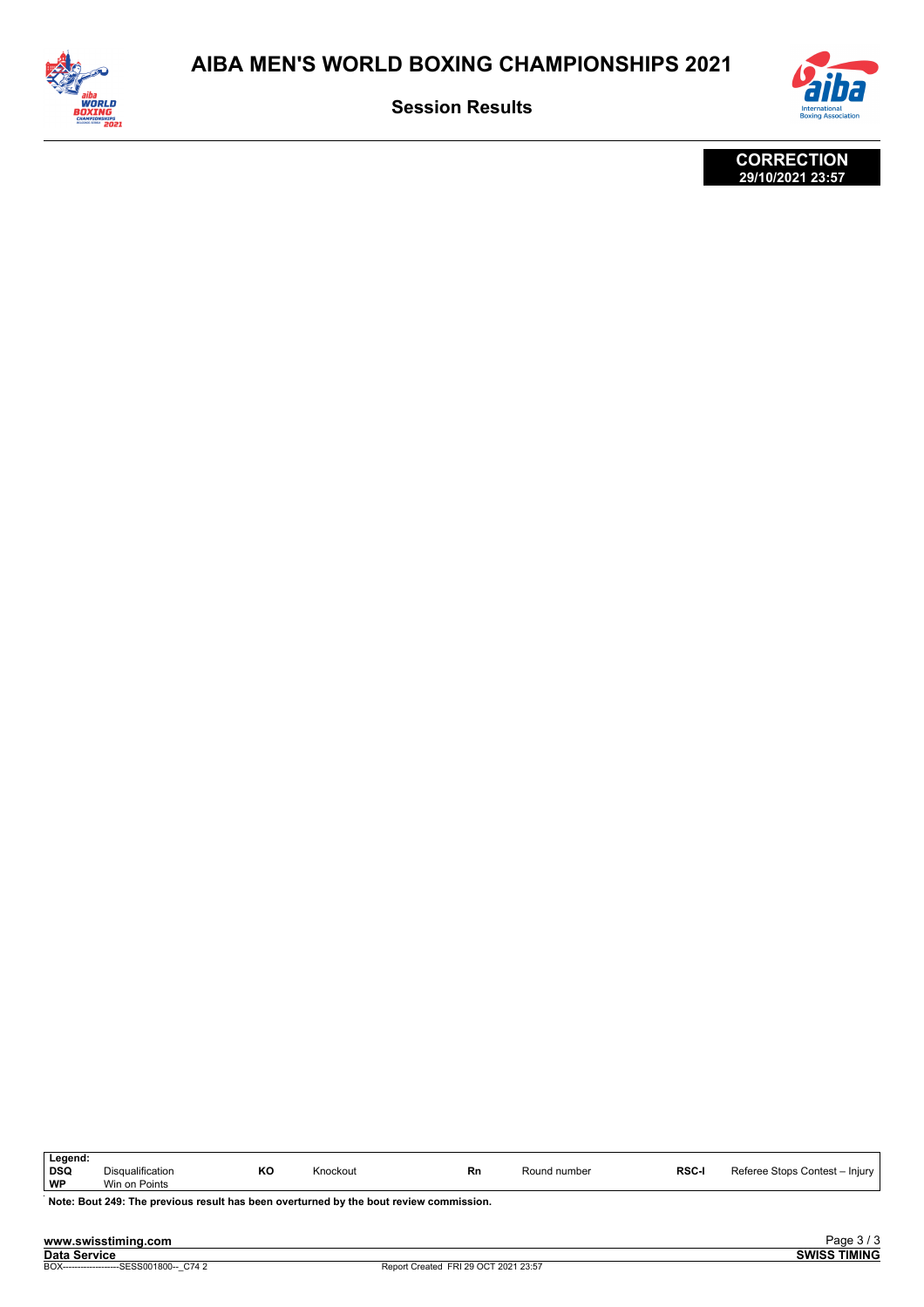# AIBA MEN'S WORLD BOXING CHAMPIONSHIPS 2021

## Session Results

**CORRECTION**
**29/10/2021 23:57**

| Legend: | | | | | | | |
|---|---|---|---|---|---|---|---|
| **DSQ** | Disqualification | **KO** | Knockout | **Rn** | Round number | **RSC-I** | Referee Stops Contest – Injury |
| **WP** | Win on Points | | | | | | |

**Note: Bout 249: The previous result has been overturned by the bout review commission.**

**www.swisstiming.com**
**Data Service**
BOX-------------------SESS001800--_C74 2
Report Created FRI 29 OCT 2021 23:57
**SWISS TIMING**